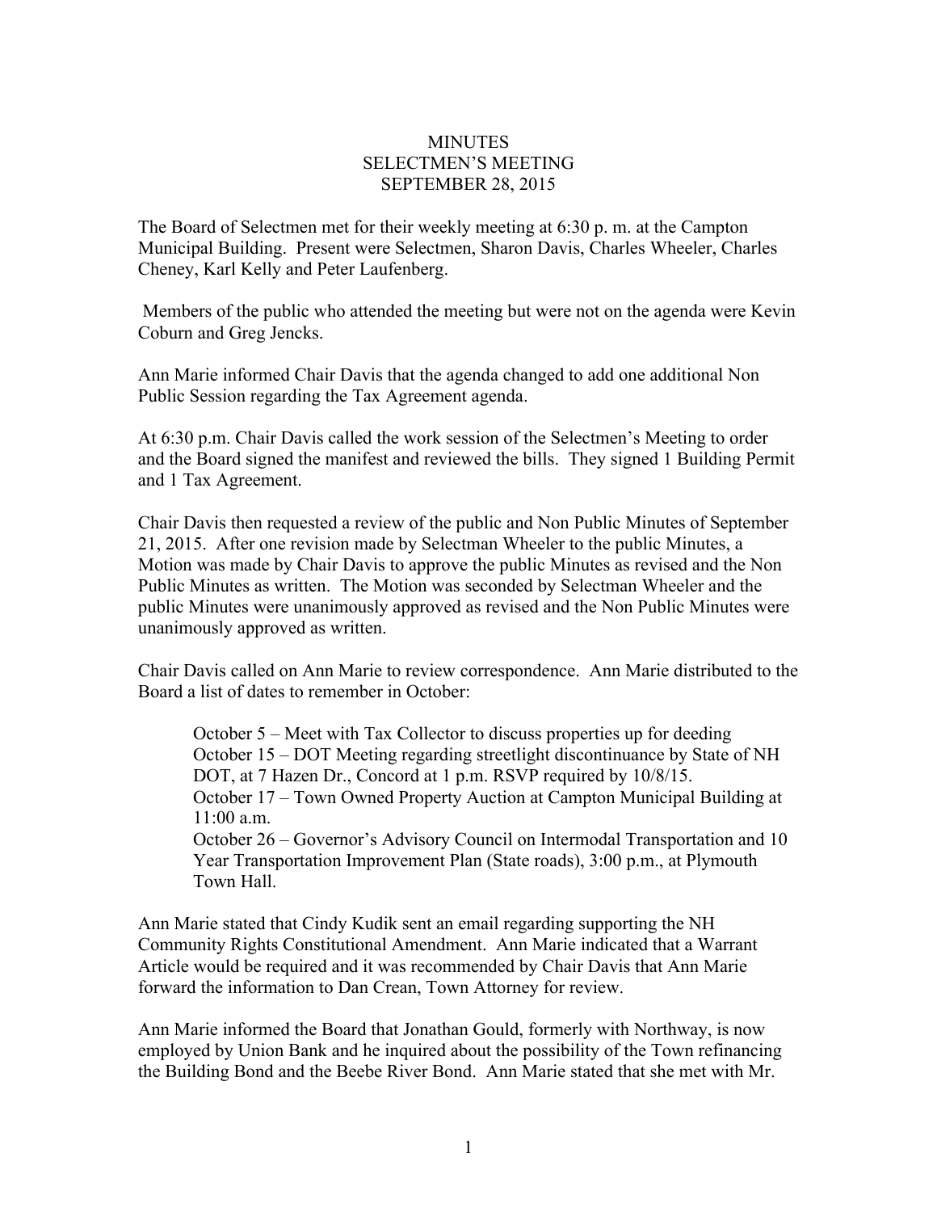# MINUTES
## SELECTMEN'S MEETING
## SEPTEMBER 28, 2015

The Board of Selectmen met for their weekly meeting at 6:30 p. m. at the Campton Municipal Building. Present were Selectmen, Sharon Davis, Charles Wheeler, Charles Cheney, Karl Kelly and Peter Laufenberg.

Members of the public who attended the meeting but were not on the agenda were Kevin Coburn and Greg Jencks.

Ann Marie informed Chair Davis that the agenda changed to add one additional Non Public Session regarding the Tax Agreement agenda.

At 6:30 p.m. Chair Davis called the work session of the Selectmen's Meeting to order and the Board signed the manifest and reviewed the bills. They signed 1 Building Permit and 1 Tax Agreement.

Chair Davis then requested a review of the public and Non Public Minutes of September 21, 2015. After one revision made by Selectman Wheeler to the public Minutes, a Motion was made by Chair Davis to approve the public Minutes as revised and the Non Public Minutes as written. The Motion was seconded by Selectman Wheeler and the public Minutes were unanimously approved as revised and the Non Public Minutes were unanimously approved as written.

Chair Davis called on Ann Marie to review correspondence. Ann Marie distributed to the Board a list of dates to remember in October:

> October 5 – Meet with Tax Collector to discuss properties up for deeding
> October 15 – DOT Meeting regarding streetlight discontinuance by State of NH DOT, at 7 Hazen Dr., Concord at 1 p.m. RSVP required by 10/8/15.
> October 17 – Town Owned Property Auction at Campton Municipal Building at 11:00 a.m.
> October 26 – Governor's Advisory Council on Intermodal Transportation and 10 Year Transportation Improvement Plan (State roads), 3:00 p.m., at Plymouth Town Hall.

Ann Marie stated that Cindy Kudik sent an email regarding supporting the NH Community Rights Constitutional Amendment. Ann Marie indicated that a Warrant Article would be required and it was recommended by Chair Davis that Ann Marie forward the information to Dan Crean, Town Attorney for review.

Ann Marie informed the Board that Jonathan Gould, formerly with Northway, is now employed by Union Bank and he inquired about the possibility of the Town refinancing the Building Bond and the Beebe River Bond. Ann Marie stated that she met with Mr.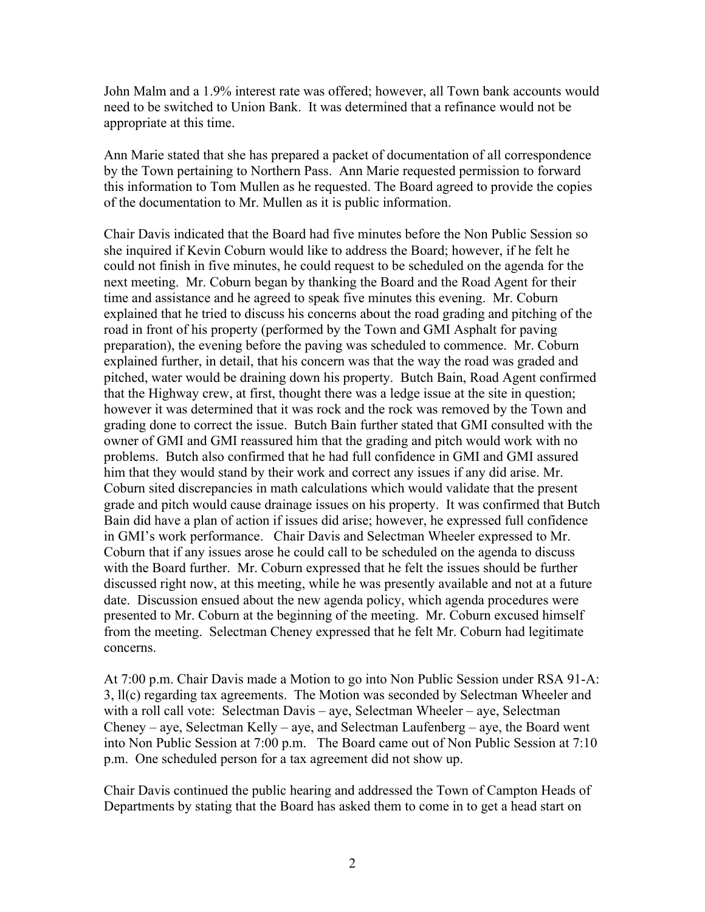John Malm and a 1.9% interest rate was offered; however, all Town bank accounts would need to be switched to Union Bank. It was determined that a refinance would not be appropriate at this time.

Ann Marie stated that she has prepared a packet of documentation of all correspondence by the Town pertaining to Northern Pass. Ann Marie requested permission to forward this information to Tom Mullen as he requested. The Board agreed to provide the copies of the documentation to Mr. Mullen as it is public information.

Chair Davis indicated that the Board had five minutes before the Non Public Session so she inquired if Kevin Coburn would like to address the Board; however, if he felt he could not finish in five minutes, he could request to be scheduled on the agenda for the next meeting. Mr. Coburn began by thanking the Board and the Road Agent for their time and assistance and he agreed to speak five minutes this evening. Mr. Coburn explained that he tried to discuss his concerns about the road grading and pitching of the road in front of his property (performed by the Town and GMI Asphalt for paving preparation), the evening before the paving was scheduled to commence. Mr. Coburn explained further, in detail, that his concern was that the way the road was graded and pitched, water would be draining down his property. Butch Bain, Road Agent confirmed that the Highway crew, at first, thought there was a ledge issue at the site in question; however it was determined that it was rock and the rock was removed by the Town and grading done to correct the issue. Butch Bain further stated that GMI consulted with the owner of GMI and GMI reassured him that the grading and pitch would work with no problems. Butch also confirmed that he had full confidence in GMI and GMI assured him that they would stand by their work and correct any issues if any did arise. Mr. Coburn sited discrepancies in math calculations which would validate that the present grade and pitch would cause drainage issues on his property. It was confirmed that Butch Bain did have a plan of action if issues did arise; however, he expressed full confidence in GMI's work performance. Chair Davis and Selectman Wheeler expressed to Mr. Coburn that if any issues arose he could call to be scheduled on the agenda to discuss with the Board further. Mr. Coburn expressed that he felt the issues should be further discussed right now, at this meeting, while he was presently available and not at a future date. Discussion ensued about the new agenda policy, which agenda procedures were presented to Mr. Coburn at the beginning of the meeting. Mr. Coburn excused himself from the meeting. Selectman Cheney expressed that he felt Mr. Coburn had legitimate concerns.

At 7:00 p.m. Chair Davis made a Motion to go into Non Public Session under RSA 91-A: 3, ll(c) regarding tax agreements. The Motion was seconded by Selectman Wheeler and with a roll call vote: Selectman Davis – aye, Selectman Wheeler – aye, Selectman Cheney – aye, Selectman Kelly – aye, and Selectman Laufenberg – aye, the Board went into Non Public Session at 7:00 p.m. The Board came out of Non Public Session at 7:10 p.m. One scheduled person for a tax agreement did not show up.

Chair Davis continued the public hearing and addressed the Town of Campton Heads of Departments by stating that the Board has asked them to come in to get a head start on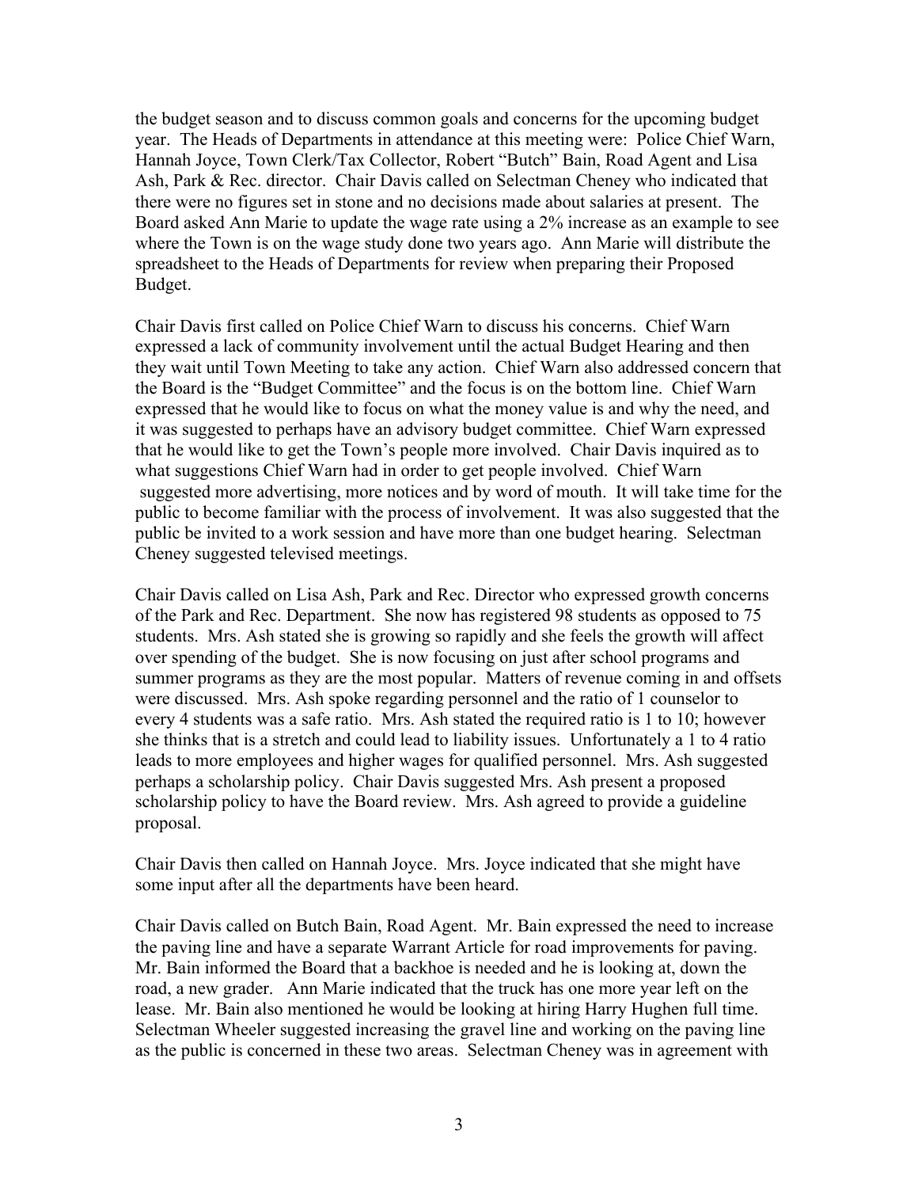the budget season and to discuss common goals and concerns for the upcoming budget year. The Heads of Departments in attendance at this meeting were: Police Chief Warn, Hannah Joyce, Town Clerk/Tax Collector, Robert "Butch" Bain, Road Agent and Lisa Ash, Park & Rec. director. Chair Davis called on Selectman Cheney who indicated that there were no figures set in stone and no decisions made about salaries at present. The Board asked Ann Marie to update the wage rate using a 2% increase as an example to see where the Town is on the wage study done two years ago. Ann Marie will distribute the spreadsheet to the Heads of Departments for review when preparing their Proposed Budget.

Chair Davis first called on Police Chief Warn to discuss his concerns. Chief Warn expressed a lack of community involvement until the actual Budget Hearing and then they wait until Town Meeting to take any action. Chief Warn also addressed concern that the Board is the "Budget Committee" and the focus is on the bottom line. Chief Warn expressed that he would like to focus on what the money value is and why the need, and it was suggested to perhaps have an advisory budget committee. Chief Warn expressed that he would like to get the Town's people more involved. Chair Davis inquired as to what suggestions Chief Warn had in order to get people involved. Chief Warn suggested more advertising, more notices and by word of mouth. It will take time for the public to become familiar with the process of involvement. It was also suggested that the public be invited to a work session and have more than one budget hearing. Selectman Cheney suggested televised meetings.

Chair Davis called on Lisa Ash, Park and Rec. Director who expressed growth concerns of the Park and Rec. Department. She now has registered 98 students as opposed to 75 students. Mrs. Ash stated she is growing so rapidly and she feels the growth will affect over spending of the budget. She is now focusing on just after school programs and summer programs as they are the most popular. Matters of revenue coming in and offsets were discussed. Mrs. Ash spoke regarding personnel and the ratio of 1 counselor to every 4 students was a safe ratio. Mrs. Ash stated the required ratio is 1 to 10; however she thinks that is a stretch and could lead to liability issues. Unfortunately a 1 to 4 ratio leads to more employees and higher wages for qualified personnel. Mrs. Ash suggested perhaps a scholarship policy. Chair Davis suggested Mrs. Ash present a proposed scholarship policy to have the Board review. Mrs. Ash agreed to provide a guideline proposal.

Chair Davis then called on Hannah Joyce. Mrs. Joyce indicated that she might have some input after all the departments have been heard.

Chair Davis called on Butch Bain, Road Agent. Mr. Bain expressed the need to increase the paving line and have a separate Warrant Article for road improvements for paving. Mr. Bain informed the Board that a backhoe is needed and he is looking at, down the road, a new grader. Ann Marie indicated that the truck has one more year left on the lease. Mr. Bain also mentioned he would be looking at hiring Harry Hughen full time. Selectman Wheeler suggested increasing the gravel line and working on the paving line as the public is concerned in these two areas. Selectman Cheney was in agreement with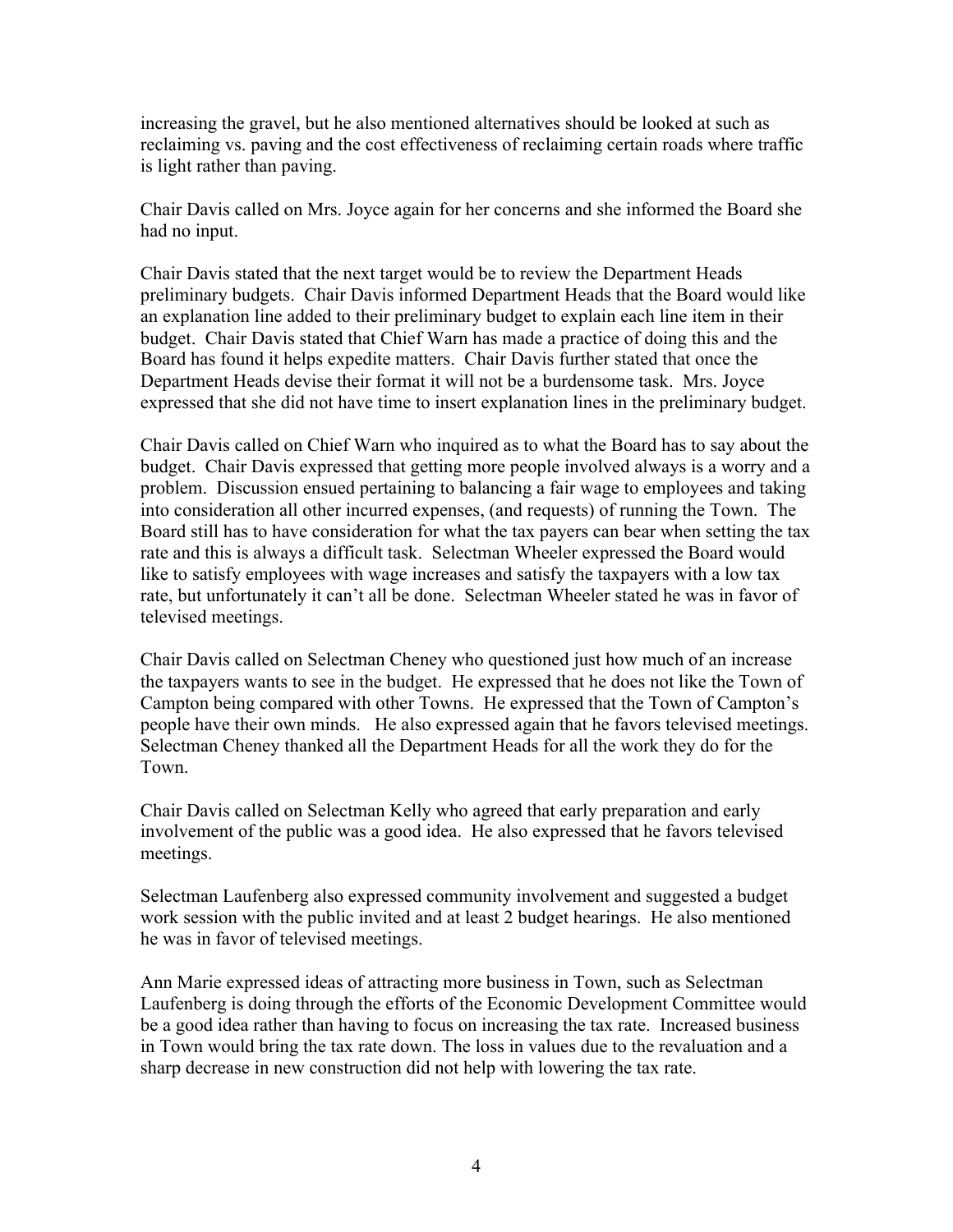increasing the gravel, but he also mentioned alternatives should be looked at such as reclaiming vs. paving and the cost effectiveness of reclaiming certain roads where traffic is light rather than paving.

Chair Davis called on Mrs. Joyce again for her concerns and she informed the Board she had no input.

Chair Davis stated that the next target would be to review the Department Heads preliminary budgets. Chair Davis informed Department Heads that the Board would like an explanation line added to their preliminary budget to explain each line item in their budget. Chair Davis stated that Chief Warn has made a practice of doing this and the Board has found it helps expedite matters. Chair Davis further stated that once the Department Heads devise their format it will not be a burdensome task. Mrs. Joyce expressed that she did not have time to insert explanation lines in the preliminary budget.

Chair Davis called on Chief Warn who inquired as to what the Board has to say about the budget. Chair Davis expressed that getting more people involved always is a worry and a problem. Discussion ensued pertaining to balancing a fair wage to employees and taking into consideration all other incurred expenses, (and requests) of running the Town. The Board still has to have consideration for what the tax payers can bear when setting the tax rate and this is always a difficult task. Selectman Wheeler expressed the Board would like to satisfy employees with wage increases and satisfy the taxpayers with a low tax rate, but unfortunately it can't all be done. Selectman Wheeler stated he was in favor of televised meetings.

Chair Davis called on Selectman Cheney who questioned just how much of an increase the taxpayers wants to see in the budget. He expressed that he does not like the Town of Campton being compared with other Towns. He expressed that the Town of Campton's people have their own minds. He also expressed again that he favors televised meetings. Selectman Cheney thanked all the Department Heads for all the work they do for the Town.

Chair Davis called on Selectman Kelly who agreed that early preparation and early involvement of the public was a good idea. He also expressed that he favors televised meetings.

Selectman Laufenberg also expressed community involvement and suggested a budget work session with the public invited and at least 2 budget hearings. He also mentioned he was in favor of televised meetings.

Ann Marie expressed ideas of attracting more business in Town, such as Selectman Laufenberg is doing through the efforts of the Economic Development Committee would be a good idea rather than having to focus on increasing the tax rate. Increased business in Town would bring the tax rate down. The loss in values due to the revaluation and a sharp decrease in new construction did not help with lowering the tax rate.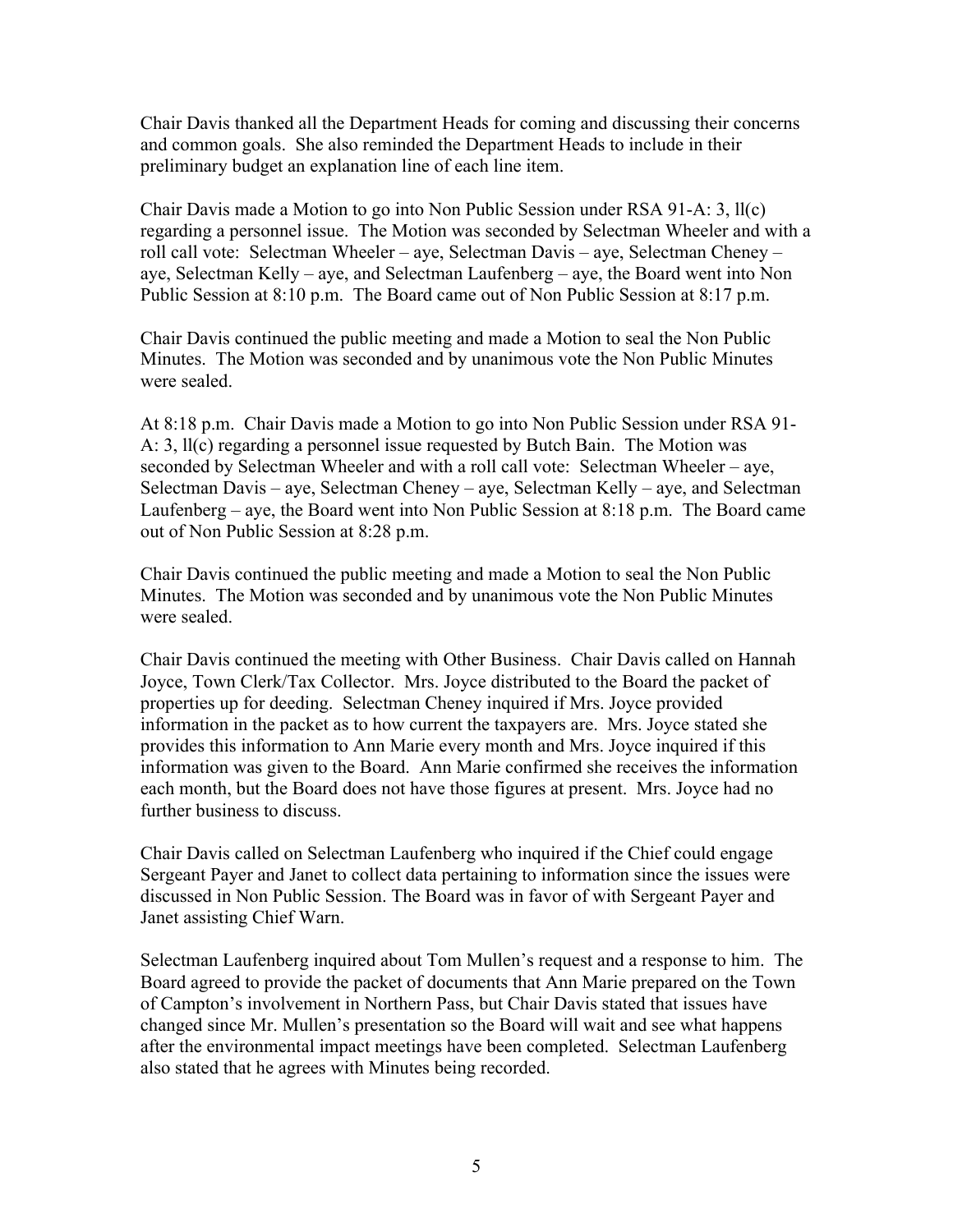Chair Davis thanked all the Department Heads for coming and discussing their concerns and common goals. She also reminded the Department Heads to include in their preliminary budget an explanation line of each line item.

Chair Davis made a Motion to go into Non Public Session under RSA 91-A: 3, ll(c) regarding a personnel issue. The Motion was seconded by Selectman Wheeler and with a roll call vote: Selectman Wheeler – aye, Selectman Davis – aye, Selectman Cheney – aye, Selectman Kelly – aye, and Selectman Laufenberg – aye, the Board went into Non Public Session at 8:10 p.m. The Board came out of Non Public Session at 8:17 p.m.

Chair Davis continued the public meeting and made a Motion to seal the Non Public Minutes. The Motion was seconded and by unanimous vote the Non Public Minutes were sealed.

At 8:18 p.m. Chair Davis made a Motion to go into Non Public Session under RSA 91-A: 3, ll(c) regarding a personnel issue requested by Butch Bain. The Motion was seconded by Selectman Wheeler and with a roll call vote: Selectman Wheeler – aye, Selectman Davis – aye, Selectman Cheney – aye, Selectman Kelly – aye, and Selectman Laufenberg – aye, the Board went into Non Public Session at 8:18 p.m. The Board came out of Non Public Session at 8:28 p.m.

Chair Davis continued the public meeting and made a Motion to seal the Non Public Minutes. The Motion was seconded and by unanimous vote the Non Public Minutes were sealed.

Chair Davis continued the meeting with Other Business. Chair Davis called on Hannah Joyce, Town Clerk/Tax Collector. Mrs. Joyce distributed to the Board the packet of properties up for deeding. Selectman Cheney inquired if Mrs. Joyce provided information in the packet as to how current the taxpayers are. Mrs. Joyce stated she provides this information to Ann Marie every month and Mrs. Joyce inquired if this information was given to the Board. Ann Marie confirmed she receives the information each month, but the Board does not have those figures at present. Mrs. Joyce had no further business to discuss.

Chair Davis called on Selectman Laufenberg who inquired if the Chief could engage Sergeant Payer and Janet to collect data pertaining to information since the issues were discussed in Non Public Session. The Board was in favor of with Sergeant Payer and Janet assisting Chief Warn.

Selectman Laufenberg inquired about Tom Mullen's request and a response to him. The Board agreed to provide the packet of documents that Ann Marie prepared on the Town of Campton's involvement in Northern Pass, but Chair Davis stated that issues have changed since Mr. Mullen's presentation so the Board will wait and see what happens after the environmental impact meetings have been completed. Selectman Laufenberg also stated that he agrees with Minutes being recorded.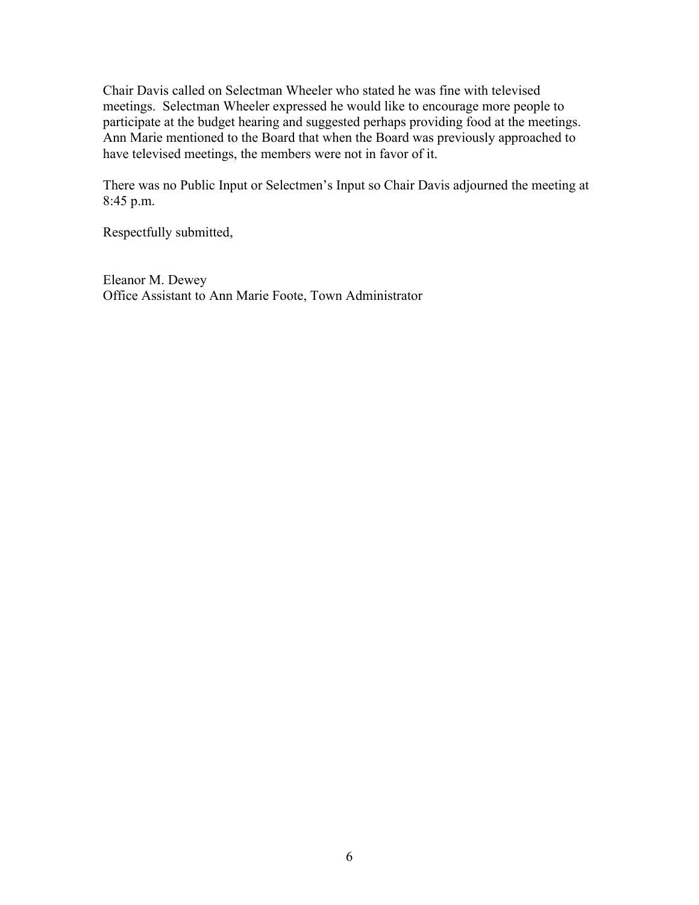Chair Davis called on Selectman Wheeler who stated he was fine with televised meetings. Selectman Wheeler expressed he would like to encourage more people to participate at the budget hearing and suggested perhaps providing food at the meetings. Ann Marie mentioned to the Board that when the Board was previously approached to have televised meetings, the members were not in favor of it.

There was no Public Input or Selectmen's Input so Chair Davis adjourned the meeting at 8:45 p.m.

Respectfully submitted,

Eleanor M. Dewey
Office Assistant to Ann Marie Foote, Town Administrator